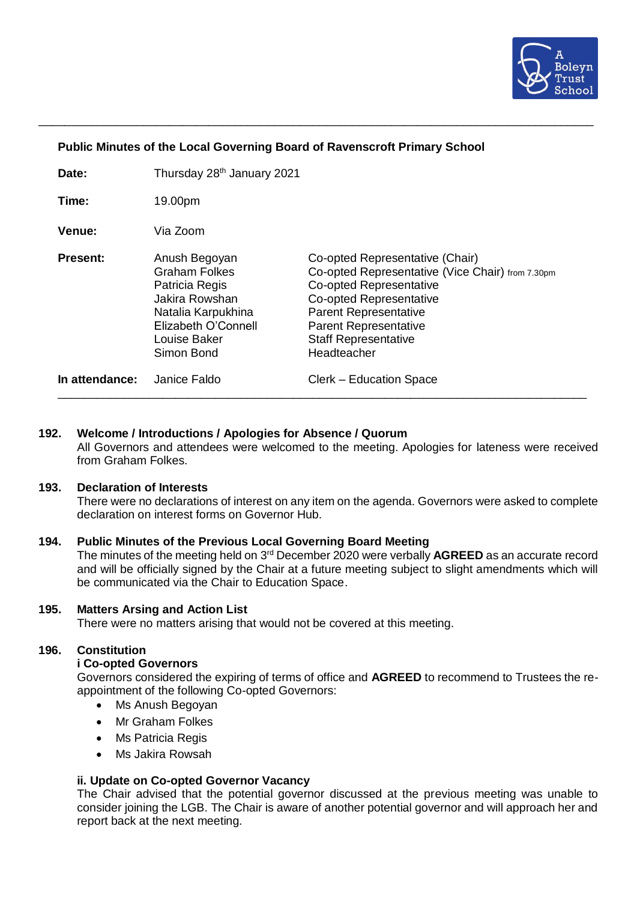A Boleyn Trust School

---

**Public Minutes of the Local Governing Board of Ravenscroft Primary School**

| | | |
|---|---|---|
| **Date:** | Thursday 28th January 2021 | |
| **Time:** | 19.00pm | |
| **Venue:** | Via Zoom | |
| **Present:** | Anush Begoyan | Co-opted Representative (Chair) |
| | Graham Folkes | Co-opted Representative (Vice Chair) from 7.30pm |
| | Patricia Regis | Co-opted Representative |
| | Jakira Rowshan | Co-opted Representative |
| | Natalia Karpukhina | Parent Representative |
| | Elizabeth O'Connell | Parent Representative |
| | Louise Baker | Staff Representative |
| | Simon Bond | Headteacher |
| **In attendance:** | Janice Faldo | Clerk – Education Space |

---

**192. Welcome / Introductions / Apologies for Absence / Quorum**

All Governors and attendees were welcomed to the meeting. Apologies for lateness were received from Graham Folkes.

**193. Declaration of Interests**

There were no declarations of interest on any item on the agenda. Governors were asked to complete declaration on interest forms on Governor Hub.

**194. Public Minutes of the Previous Local Governing Board Meeting**

The minutes of the meeting held on 3rd December 2020 were verbally **AGREED** as an accurate record and will be officially signed by the Chair at a future meeting subject to slight amendments which will be communicated via the Chair to Education Space.

**195. Matters Arsing and Action List**

There were no matters arising that would not be covered at this meeting.

**196. Constitution**

**i Co-opted Governors**

Governors considered the expiring of terms of office and **AGREED** to recommend to Trustees the re-appointment of the following Co-opted Governors:

- Ms Anush Begoyan
- Mr Graham Folkes
- Ms Patricia Regis
- Ms Jakira Rowsah

**ii. Update on Co-opted Governor Vacancy**

The Chair advised that the potential governor discussed at the previous meeting was unable to consider joining the LGB. The Chair is aware of another potential governor and will approach her and report back at the next meeting.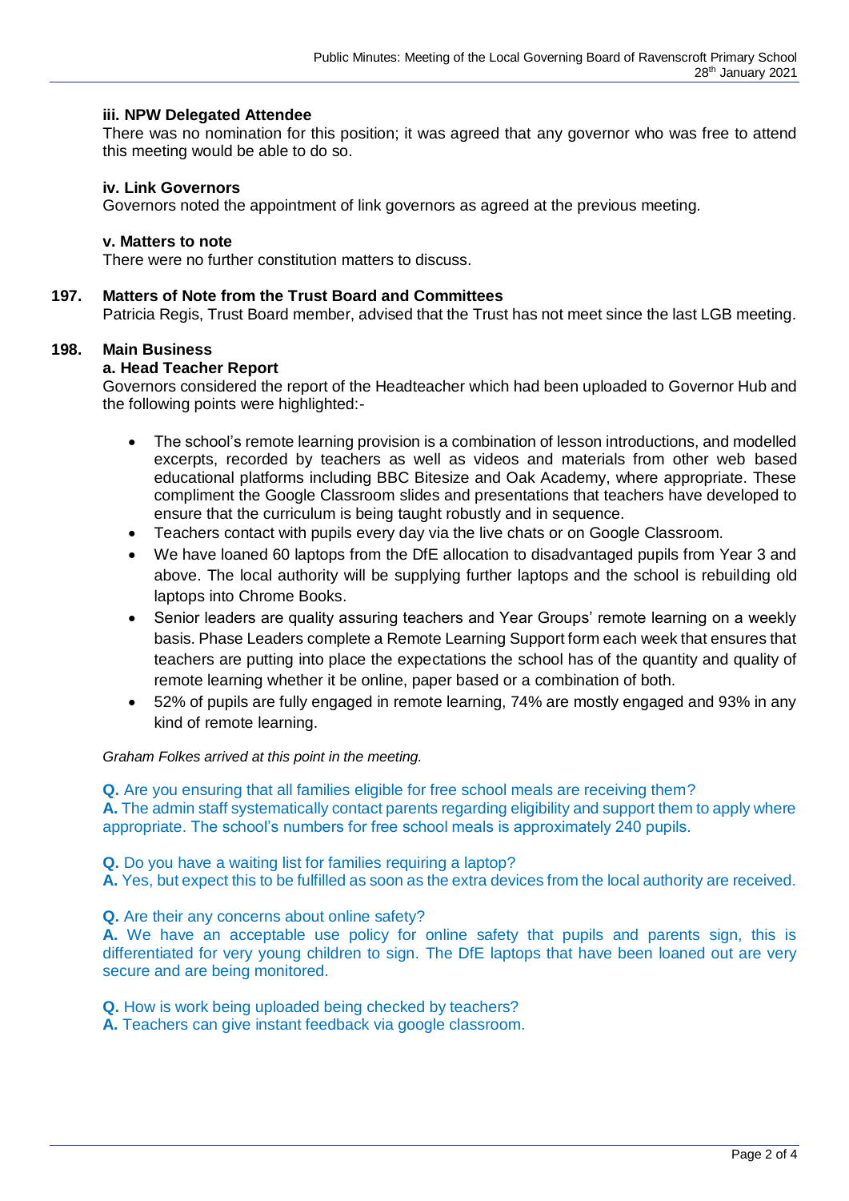**iii. NPW Delegated Attendee**

There was no nomination for this position; it was agreed that any governor who was free to attend this meeting would be able to do so.

**iv. Link Governors**

Governors noted the appointment of link governors as agreed at the previous meeting.

**v. Matters to note**

There were no further constitution matters to discuss.

**197. Matters of Note from the Trust Board and Committees**

Patricia Regis, Trust Board member, advised that the Trust has not meet since the last LGB meeting.

**198. Main Business**

**a. Head Teacher Report**

Governors considered the report of the Headteacher which had been uploaded to Governor Hub and the following points were highlighted:-

- The school's remote learning provision is a combination of lesson introductions, and modelled excerpts, recorded by teachers as well as videos and materials from other web based educational platforms including BBC Bitesize and Oak Academy, where appropriate. These compliment the Google Classroom slides and presentations that teachers have developed to ensure that the curriculum is being taught robustly and in sequence.
- Teachers contact with pupils every day via the live chats or on Google Classroom.
- We have loaned 60 laptops from the DfE allocation to disadvantaged pupils from Year 3 and above. The local authority will be supplying further laptops and the school is rebuilding old laptops into Chrome Books.
- Senior leaders are quality assuring teachers and Year Groups' remote learning on a weekly basis. Phase Leaders complete a Remote Learning Support form each week that ensures that teachers are putting into place the expectations the school has of the quantity and quality of remote learning whether it be online, paper based or a combination of both.
- 52% of pupils are fully engaged in remote learning, 74% are mostly engaged and 93% in any kind of remote learning.

*Graham Folkes arrived at this point in the meeting.*

**Q.** Are you ensuring that all families eligible for free school meals are receiving them?
**A.** The admin staff systematically contact parents regarding eligibility and support them to apply where appropriate. The school's numbers for free school meals is approximately 240 pupils.

**Q.** Do you have a waiting list for families requiring a laptop?
**A.** Yes, but expect this to be fulfilled as soon as the extra devices from the local authority are received.

**Q.** Are their any concerns about online safety?
**A.** We have an acceptable use policy for online safety that pupils and parents sign, this is differentiated for very young children to sign. The DfE laptops that have been loaned out are very secure and are being monitored.

**Q.** How is work being uploaded being checked by teachers?
**A.** Teachers can give instant feedback via google classroom.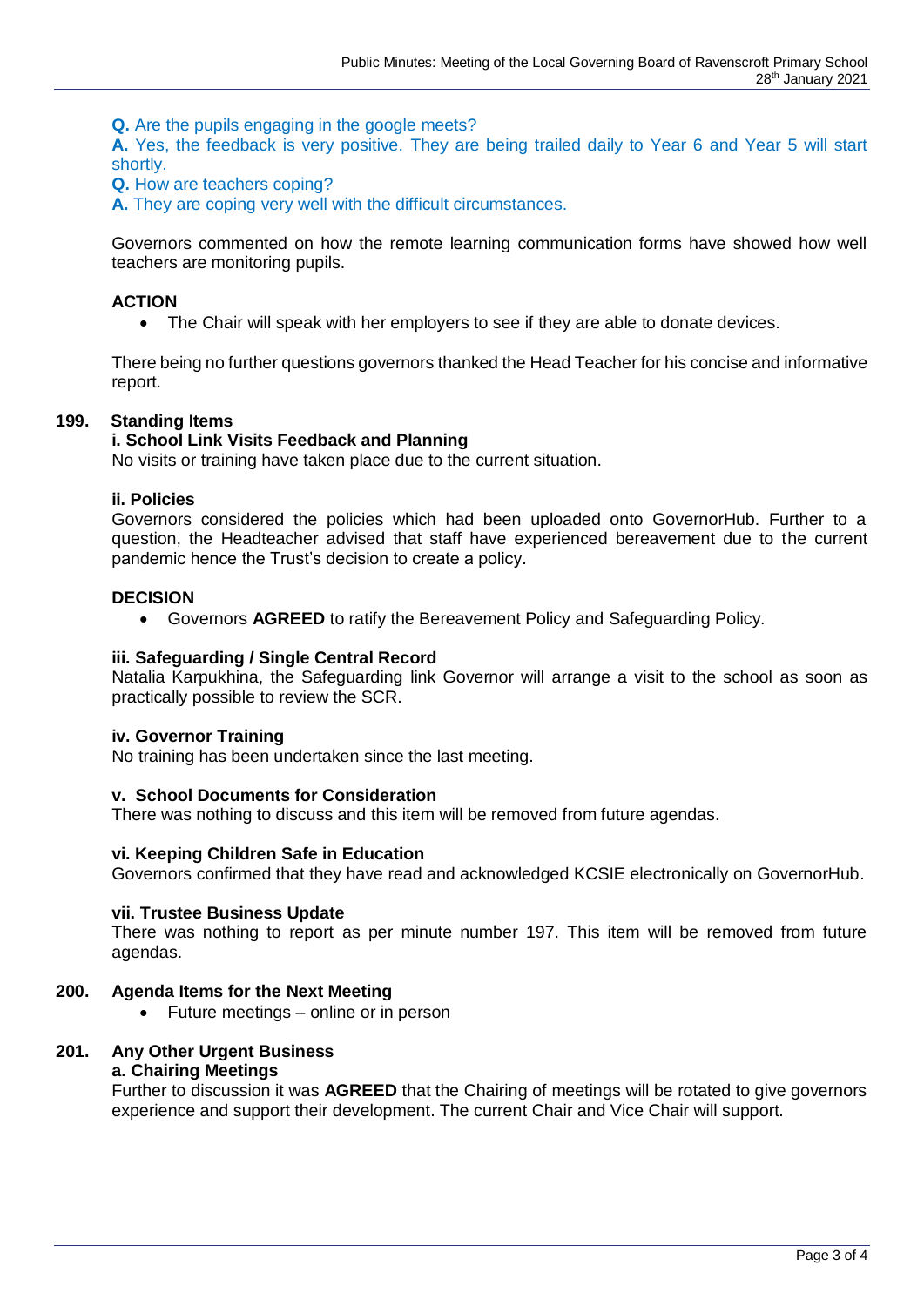**Q.** Are the pupils engaging in the google meets?
**A.** Yes, the feedback is very positive. They are being trailed daily to Year 6 and Year 5 will start shortly.
**Q.** How are teachers coping?
**A.** They are coping very well with the difficult circumstances.

Governors commented on how the remote learning communication forms have showed how well teachers are monitoring pupils.

**ACTION**

- The Chair will speak with her employers to see if they are able to donate devices.

There being no further questions governors thanked the Head Teacher for his concise and informative report.

**199. Standing Items**

**i. School Link Visits Feedback and Planning**
No visits or training have taken place due to the current situation.

**ii. Policies**
Governors considered the policies which had been uploaded onto GovernorHub. Further to a question, the Headteacher advised that staff have experienced bereavement due to the current pandemic hence the Trust's decision to create a policy.

**DECISION**

- Governors **AGREED** to ratify the Bereavement Policy and Safeguarding Policy.

**iii. Safeguarding / Single Central Record**
Natalia Karpukhina, the Safeguarding link Governor will arrange a visit to the school as soon as practically possible to review the SCR.

**iv. Governor Training**
No training has been undertaken since the last meeting.

**v. School Documents for Consideration**
There was nothing to discuss and this item will be removed from future agendas.

**vi. Keeping Children Safe in Education**
Governors confirmed that they have read and acknowledged KCSIE electronically on GovernorHub.

**vii. Trustee Business Update**
There was nothing to report as per minute number 197. This item will be removed from future agendas.

**200. Agenda Items for the Next Meeting**

- Future meetings – online or in person

**201. Any Other Urgent Business**

**a. Chairing Meetings**
Further to discussion it was **AGREED** that the Chairing of meetings will be rotated to give governors experience and support their development. The current Chair and Vice Chair will support.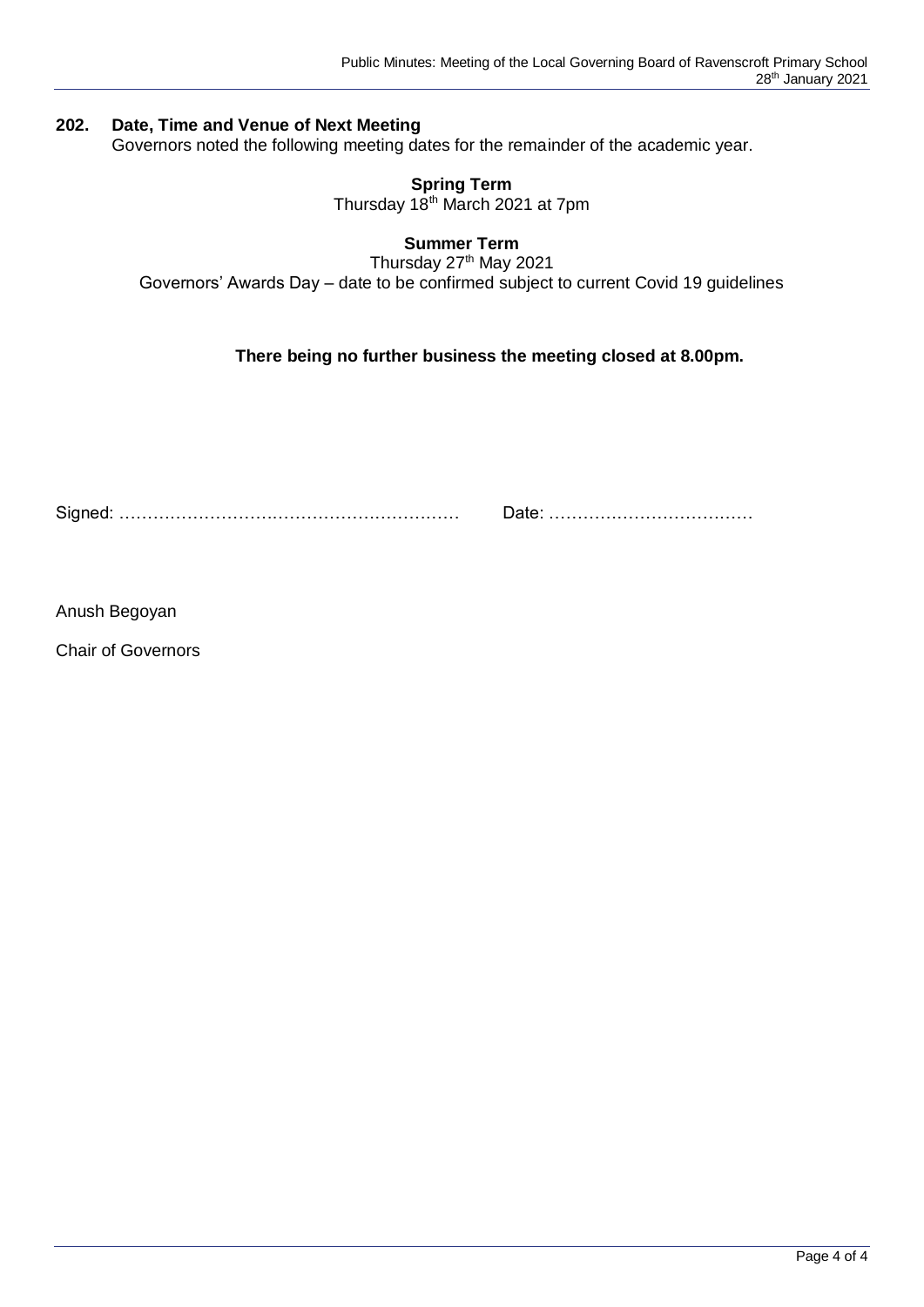## 202. Date, Time and Venue of Next Meeting

Governors noted the following meeting dates for the remainder of the academic year.

**Spring Term**

Thursday 18th March 2021 at 7pm

**Summer Term**

Thursday 27th May 2021

Governors' Awards Day – date to be confirmed subject to current Covid 19 guidelines

**There being no further business the meeting closed at 8.00pm.**

Signed: …………………………………………………… Date: ………………………………

Anush Begoyan

Chair of Governors